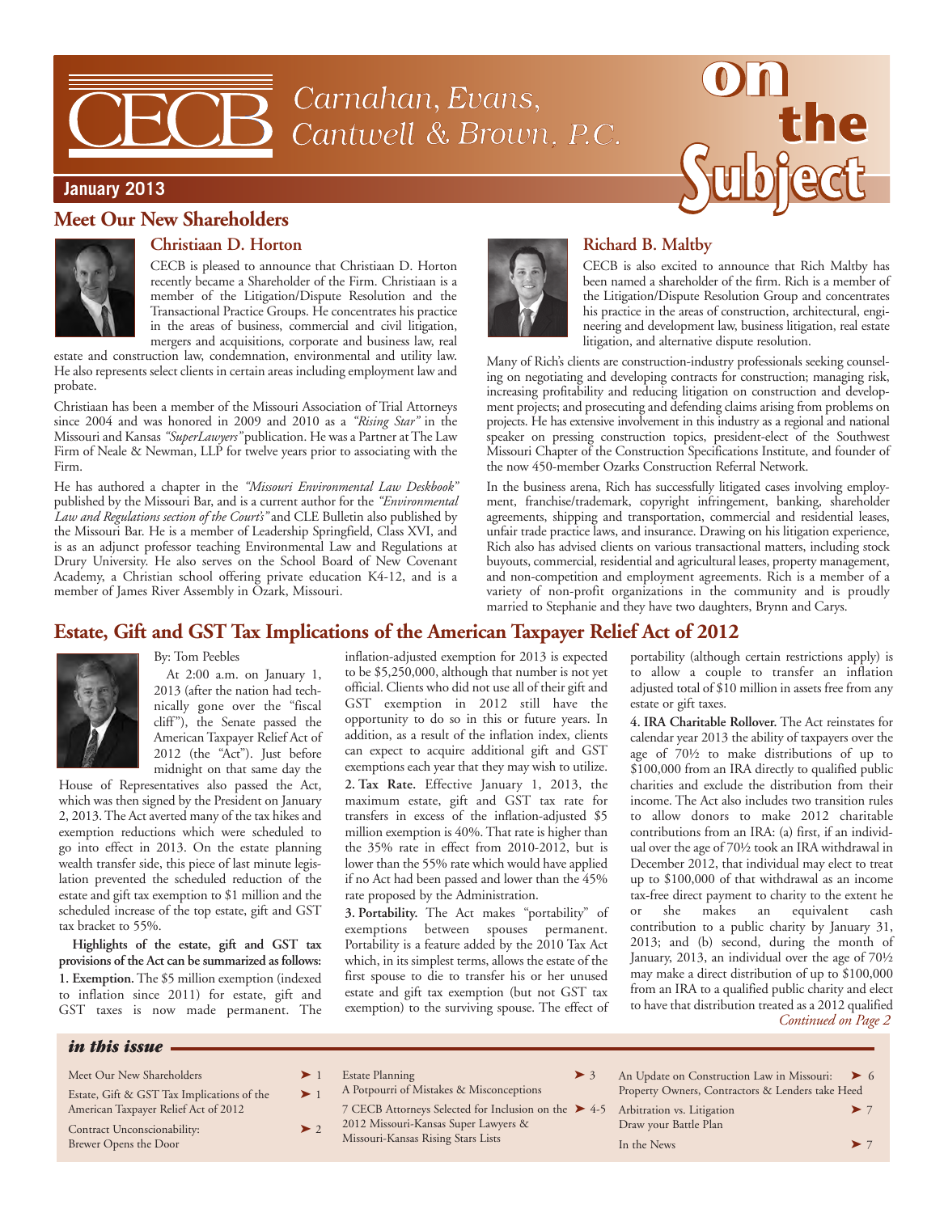# CECB Carnahan, Evans, Cantwell & Brown, P.C.

# on the Subject

**January 2013**

## Meet Our New Shareholders

### Christiaan D. Horton

CECB is pleased to announce that Christiaan D. Horton recently became a Shareholder of the Firm. Christiaan is a member of the Litigation/Dispute Resolution and the Transactional Practice Groups. He concentrates his practice in the areas of business, commercial and civil litigation, mergers and acquisitions, corporate and business law, real estate and construction law, condemnation, environmental and utility law. He also represents select clients in certain areas including employment law and probate.

Christiaan has been a member of the Missouri Association of Trial Attorneys since 2004 and was honored in 2009 and 2010 as a *"Rising Star"* in the Missouri and Kansas *"SuperLawyers"* publication. He was a Partner at The Law Firm of Neale & Newman, LLP for twelve years prior to associating with the Firm.

He has authored a chapter in the *"Missouri Environmental Law Deskbook"* published by the Missouri Bar, and is a current author for the *"Environmental Law and Regulations section of the Court's"* and CLE Bulletin also published by the Missouri Bar. He is a member of Leadership Springfield, Class XVI, and is as an adjunct professor teaching Environmental Law and Regulations at Drury University. He also serves on the School Board of New Covenant Academy, a Christian school offering private education K4-12, and is a member of James River Assembly in Ozark, Missouri.

### Richard B. Maltby

CECB is also excited to announce that Rich Maltby has been named a shareholder of the firm. Rich is a member of the Litigation/Dispute Resolution Group and concentrates his practice in the areas of construction, architectural, engineering and development law, business litigation, real estate litigation, and alternative dispute resolution.

Many of Rich's clients are construction-industry professionals seeking counseling on negotiating and developing contracts for construction; managing risk, increasing profitability and reducing litigation on construction and development projects; and prosecuting and defending claims arising from problems on projects. He has extensive involvement in this industry as a regional and national speaker on pressing construction topics, president-elect of the Southwest Missouri Chapter of the Construction Specifications Institute, and founder of the now 450-member Ozarks Construction Referral Network.

In the business arena, Rich has successfully litigated cases involving employment, franchise/trademark, copyright infringement, banking, shareholder agreements, shipping and transportation, commercial and residential leases, unfair trade practice laws, and insurance. Drawing on his litigation experience, Rich also has advised clients on various transactional matters, including stock buyouts, commercial, residential and agricultural leases, property management, and non-competition and employment agreements. Rich is a member of a variety of non-profit organizations in the community and is proudly married to Stephanie and they have two daughters, Brynn and Carys.

## Estate, Gift and GST Tax Implications of the American Taxpayer Relief Act of 2012

By: Tom Peebles

At 2:00 a.m. on January 1, 2013 (after the nation had technically gone over the "fiscal cliff"), the Senate passed the American Taxpayer Relief Act of 2012 (the "Act"). Just before midnight on that same day the House of Representatives also passed the Act, which was then signed by the President on January 2, 2013. The Act averted many of the tax hikes and exemption reductions which were scheduled to go into effect in 2013. On the estate planning wealth transfer side, this piece of last minute legislation prevented the scheduled reduction of the estate and gift tax exemption to $1 million and the scheduled increase of the top estate, gift and GST tax bracket to 55%.

**Highlights of the estate, gift and GST tax provisions of the Act can be summarized as follows:**

**1. Exemption.** The $5 million exemption (indexed to inflation since 2011) for estate, gift and GST taxes is now made permanent. The inflation-adjusted exemption for 2013 is expected to be $5,250,000, although that number is not yet official. Clients who did not use all of their gift and GST exemption in 2012 still have the opportunity to do so in this or future years. In addition, as a result of the inflation index, clients can expect to acquire additional gift and GST exemptions each year that they may wish to utilize.

**2. Tax Rate.** Effective January 1, 2013, the maximum estate, gift and GST tax rate for transfers in excess of the inflation-adjusted $5 million exemption is 40%. That rate is higher than the 35% rate in effect from 2010-2012, but is lower than the 55% rate which would have applied if no Act had been passed and lower than the 45% rate proposed by the Administration.

**3. Portability.** The Act makes "portability" of exemptions between spouses permanent. Portability is a feature added by the 2010 Tax Act which, in its simplest terms, allows the estate of the first spouse to die to transfer his or her unused estate and gift tax exemption (but not GST tax exemption) to the surviving spouse. The effect of portability (although certain restrictions apply) is to allow a couple to transfer an inflation adjusted total of $10 million in assets free from any estate or gift taxes.

**4. IRA Charitable Rollover.** The Act reinstates for calendar year 2013 the ability of taxpayers over the age of 70½ to make distributions of up to $100,000 from an IRA directly to qualified public charities and exclude the distribution from their income. The Act also includes two transition rules to allow donors to make 2012 charitable contributions from an IRA: (a) first, if an individual over the age of 70½ took an IRA withdrawal in December 2012, that individual may elect to treat up to $100,000 of that withdrawal as an income tax-free direct payment to charity to the extent he or she makes an equivalent cash contribution to a public charity by January 31, 2013; and (b) second, during the month of January, 2013, an individual over the age of 70½ may make a direct distribution of up to $100,000 from an IRA to a qualified public charity and elect to have that distribution treated as a 2012 qualified

*Continued on Page 2*

### in this issue

| | |
|---|---|
| Meet Our New Shareholders | 1 |
| Estate, Gift & GST Tax Implications of the American Taxpayer Relief Act of 2012 | 1 |
| Contract Unconscionability: Brewer Opens the Door | 2 |
| Estate Planning: A Potpourri of Mistakes & Misconceptions | 3 |
| 7 CECB Attorneys Selected for Inclusion on the 2012 Missouri-Kansas Super Lawyers & Missouri-Kansas Rising Stars Lists | 4-5 |
| An Update on Construction Law in Missouri: Property Owners, Contractors & Lenders take Heed | 6 |
| Arbitration vs. Litigation: Draw your Battle Plan | 7 |
| In the News | 7 |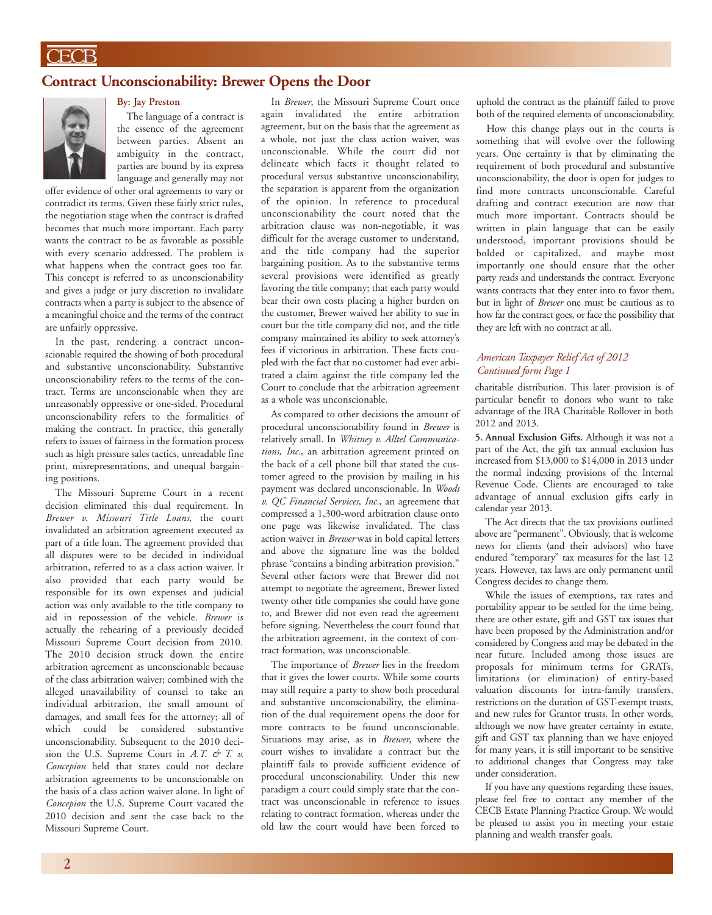## Contract Unconscionability: Brewer Opens the Door

**By: Jay Preston**

The language of a contract is the essence of the agreement between parties. Absent an ambiguity in the contract, parties are bound by its express language and generally may not offer evidence of other oral agreements to vary or contradict its terms. Given these fairly strict rules, the negotiation stage when the contract is drafted becomes that much more important. Each party wants the contract to be as favorable as possible with every scenario addressed. The problem is what happens when the contract goes too far. This concept is referred to as unconscionability and gives a judge or jury discretion to invalidate contracts when a party is subject to the absence of a meaningful choice and the terms of the contract are unfairly oppressive.

In the past, rendering a contract unconscionable required the showing of both procedural and substantive unconscionability. Substantive unconscionability refers to the terms of the contract. Terms are unconscionable when they are unreasonably oppressive or one-sided. Procedural unconscionability refers to the formalities of making the contract. In practice, this generally refers to issues of fairness in the formation process such as high pressure sales tactics, unreadable fine print, misrepresentations, and unequal bargaining positions.

The Missouri Supreme Court in a recent decision eliminated this dual requirement. In *Brewer v. Missouri Title Loans*, the court invalidated an arbitration agreement executed as part of a title loan. The agreement provided that all disputes were to be decided in individual arbitration, referred to as a class action waiver. It also provided that each party would be responsible for its own expenses and judicial action was only available to the title company to aid in repossession of the vehicle. *Brewer* is actually the rehearing of a previously decided Missouri Supreme Court decision from 2010. The 2010 decision struck down the entire arbitration agreement as unconscionable because of the class arbitration waiver; combined with the alleged unavailability of counsel to take an individual arbitration, the small amount of damages, and small fees for the attorney; all of which could be considered substantive unconscionability. Subsequent to the 2010 decision the U.S. Supreme Court in *A.T. & T. v. Concepion* held that states could not declare arbitration agreements to be unconscionable on the basis of a class action waiver alone. In light of *Concepion* the U.S. Supreme Court vacated the 2010 decision and sent the case back to the Missouri Supreme Court.

In *Brewer*, the Missouri Supreme Court once again invalidated the entire arbitration agreement, but on the basis that the agreement as a whole, not just the class action waiver, was unconscionable. While the court did not delineate which facts it thought related to procedural versus substantive unconscionability, the separation is apparent from the organization of the opinion. In reference to procedural unconscionability the court noted that the arbitration clause was non-negotiable, it was difficult for the average customer to understand, and the title company had the superior bargaining position. As to the substantive terms several provisions were identified as greatly favoring the title company; that each party would bear their own costs placing a higher burden on the customer, Brewer waived her ability to sue in court but the title company did not, and the title company maintained its ability to seek attorney's fees if victorious in arbitration. These facts coupled with the fact that no customer had ever arbitrated a claim against the title company led the Court to conclude that the arbitration agreement as a whole was unconscionable.

As compared to other decisions the amount of procedural unconscionability found in *Brewer* is relatively small. In *Whitney v. Alltel Communications, Inc.*, an arbitration agreement printed on the back of a cell phone bill that stated the customer agreed to the provision by mailing in his payment was declared unconscionable. In *Woods v. QC Financial Services, Inc.*, an agreement that compressed a 1,300-word arbitration clause onto one page was likewise invalidated. The class action waiver in *Brewer* was in bold capital letters and above the signature line was the bolded phrase "contains a binding arbitration provision." Several other factors were that Brewer did not attempt to negotiate the agreement, Brewer listed twenty other title companies she could have gone to, and Brewer did not even read the agreement before signing. Nevertheless the court found that the arbitration agreement, in the context of contract formation, was unconscionable.

The importance of *Brewer* lies in the freedom that it gives the lower courts. While some courts may still require a party to show both procedural and substantive unconscionability, the elimination of the dual requirement opens the door for more contracts to be found unconscionable. Situations may arise, as in *Brewer*, where the court wishes to invalidate a contract but the plaintiff fails to provide sufficient evidence of procedural unconscionability. Under this new paradigm a court could simply state that the contract was unconscionable in reference to issues relating to contract formation, whereas under the old law the court would have been forced to uphold the contract as the plaintiff failed to prove both of the required elements of unconscionability.

How this change plays out in the courts is something that will evolve over the following years. One certainty is that by eliminating the requirement of both procedural and substantive unconscionability, the door is open for judges to find more contracts unconscionable. Careful drafting and contract execution are now that much more important. Contracts should be written in plain language that can be easily understood, important provisions should be bolded or capitalized, and maybe most importantly one should ensure that the other party reads and understands the contract. Everyone wants contracts that they enter into to favor them, but in light of *Brewer* one must be cautious as to how far the contract goes, or face the possibility that they are left with no contract at all.

### *American Taxpayer Relief Act of 2012*
*Continued form Page 1*

charitable distribution. This later provision is of particular benefit to donors who want to take advantage of the IRA Charitable Rollover in both 2012 and 2013.

**5. Annual Exclusion Gifts.** Although it was not a part of the Act, the gift tax annual exclusion has increased from $13,000 to $14,000 in 2013 under the normal indexing provisions of the Internal Revenue Code. Clients are encouraged to take advantage of annual exclusion gifts early in calendar year 2013.

The Act directs that the tax provisions outlined above are "permanent". Obviously, that is welcome news for clients (and their advisors) who have endured "temporary" tax measures for the last 12 years. However, tax laws are only permanent until Congress decides to change them.

While the issues of exemptions, tax rates and portability appear to be settled for the time being, there are other estate, gift and GST tax issues that have been proposed by the Administration and/or considered by Congress and may be debated in the near future. Included among those issues are proposals for minimum terms for GRATs, limitations (or elimination) of entity-based valuation discounts for intra-family transfers, restrictions on the duration of GST-exempt trusts, and new rules for Grantor trusts. In other words, although we now have greater certainty in estate, gift and GST tax planning than we have enjoyed for many years, it is still important to be sensitive to additional changes that Congress may take under consideration.

If you have any questions regarding these issues, please feel free to contact any member of the CECB Estate Planning Practice Group. We would be pleased to assist you in meeting your estate planning and wealth transfer goals.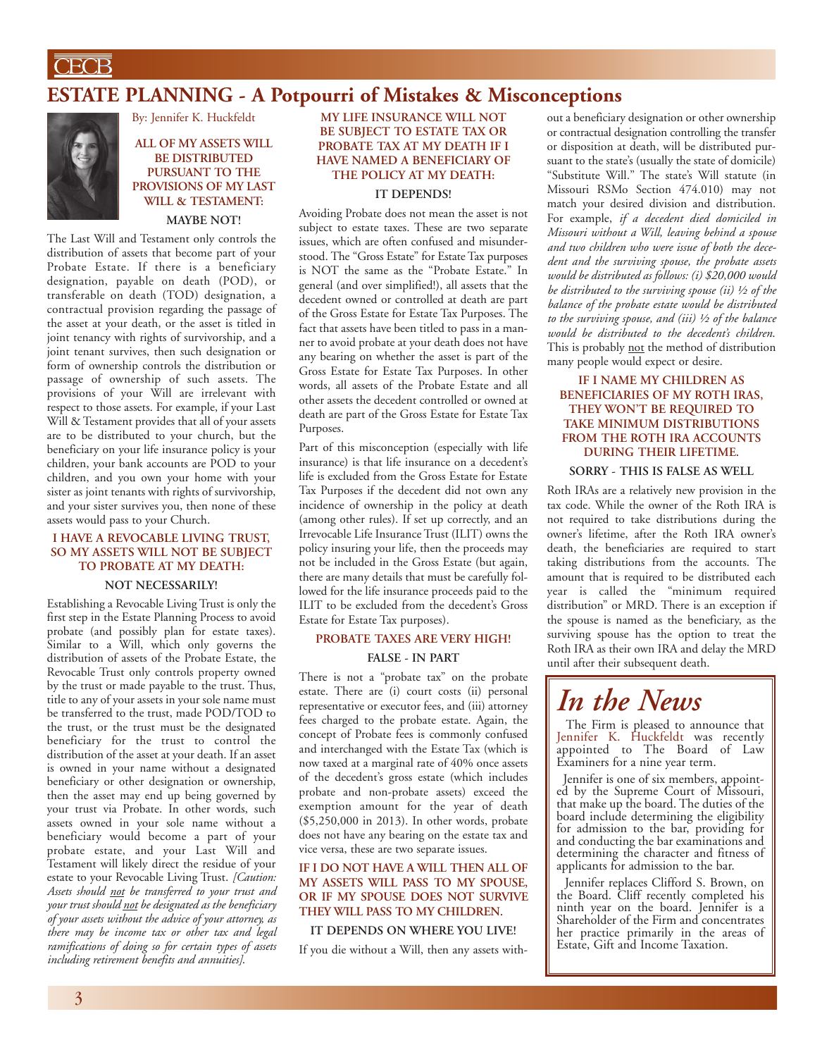# ESTATE PLANNING - A Potpourri of Mistakes & Misconceptions

By: Jennifer K. Huckfeldt

### ALL OF MY ASSETS WILL BE DISTRIBUTED PURSUANT TO THE PROVISIONS OF MY LAST WILL & TESTAMENT:

**MAYBE NOT!**

The Last Will and Testament only controls the distribution of assets that become part of your Probate Estate. If there is a beneficiary designation, payable on death (POD), or transferable on death (TOD) designation, a contractual provision regarding the passage of the asset at your death, or the asset is titled in joint tenancy with rights of survivorship, and a joint tenant survives, then such designation or form of ownership controls the distribution or passage of ownership of such assets. The provisions of your Will are irrelevant with respect to those assets. For example, if your Last Will & Testament provides that all of your assets are to be distributed to your church, but the beneficiary on your life insurance policy is your children, your bank accounts are POD to your children, and you own your home with your sister as joint tenants with rights of survivorship, and your sister survives you, then none of these assets would pass to your Church.

### I HAVE A REVOCABLE LIVING TRUST, SO MY ASSETS WILL NOT BE SUBJECT TO PROBATE AT MY DEATH:

**NOT NECESSARILY!**

Establishing a Revocable Living Trust is only the first step in the Estate Planning Process to avoid probate (and possibly plan for estate taxes). Similar to a Will, which only governs the distribution of assets of the Probate Estate, the Revocable Trust only controls property owned by the trust or made payable to the trust. Thus, title to any of your assets in your sole name must be transferred to the trust, made POD/TOD to the trust, or the trust must be the designated beneficiary for the trust to control the distribution of the asset at your death. If an asset is owned in your name without a designated beneficiary or other designation or ownership, then the asset may end up being governed by your trust via Probate. In other words, such assets owned in your sole name without a beneficiary would become a part of your probate estate, and your Last Will and Testament will likely direct the residue of your estate to your Revocable Living Trust. *[Caution: Assets should not be transferred to your trust and your trust should not be designated as the beneficiary of your assets without the advice of your attorney, as there may be income tax or other tax and legal ramifications of doing so for certain types of assets including retirement benefits and annuities].*

### MY LIFE INSURANCE WILL NOT BE SUBJECT TO ESTATE TAX OR PROBATE TAX AT MY DEATH IF I HAVE NAMED A BENEFICIARY OF THE POLICY AT MY DEATH:

**IT DEPENDS!**

Avoiding Probate does not mean the asset is not subject to estate taxes. These are two separate issues, which are often confused and misunderstood. The "Gross Estate" for Estate Tax purposes is NOT the same as the "Probate Estate." In general (and over simplified!), all assets that the decedent owned or controlled at death are part of the Gross Estate for Estate Tax Purposes. The fact that assets have been titled to pass in a manner to avoid probate at your death does not have any bearing on whether the asset is part of the Gross Estate for Estate Tax Purposes. In other words, all assets of the Probate Estate and all other assets the decedent controlled or owned at death are part of the Gross Estate for Estate Tax Purposes.

Part of this misconception (especially with life insurance) is that life insurance on a decedent's life is excluded from the Gross Estate for Estate Tax Purposes if the decedent did not own any incidence of ownership in the policy at death (among other rules). If set up correctly, and an Irrevocable Life Insurance Trust (ILIT) owns the policy insuring your life, then the proceeds may not be included in the Gross Estate (but again, there are many details that must be carefully followed for the life insurance proceeds paid to the ILIT to be excluded from the decedent's Gross Estate for Estate Tax purposes).

### PROBATE TAXES ARE VERY HIGH!

**FALSE - IN PART**

There is not a "probate tax" on the probate estate. There are (i) court costs (ii) personal representative or executor fees, and (iii) attorney fees charged to the probate estate. Again, the concept of Probate fees is commonly confused and interchanged with the Estate Tax (which is now taxed at a marginal rate of 40% once assets of the decedent's gross estate (which includes probate and non-probate assets) exceed the exemption amount for the year of death ($5,250,000 in 2013). In other words, probate does not have any bearing on the estate tax and vice versa, these are two separate issues.

### IF I DO NOT HAVE A WILL THEN ALL OF MY ASSETS WILL PASS TO MY SPOUSE, OR IF MY SPOUSE DOES NOT SURVIVE THEY WILL PASS TO MY CHILDREN.

**IT DEPENDS ON WHERE YOU LIVE!**

If you die without a Will, then any assets without a beneficiary designation or other ownership or contractual designation controlling the transfer or disposition at death, will be distributed pursuant to the state's (usually the state of domicile) "Substitute Will." The state's Will statute (in Missouri RSMo Section 474.010) may not match your desired division and distribution. For example, *if a decedent died domiciled in Missouri without a Will, leaving behind a spouse and two children who were issue of both the decedent and the surviving spouse, the probate assets would be distributed as follows: (i) $20,000 would be distributed to the surviving spouse (ii) ½ of the balance of the probate estate would be distributed to the surviving spouse, and (iii) ½ of the balance would be distributed to the decedent's children.* This is probably not the method of distribution many people would expect or desire.

### IF I NAME MY CHILDREN AS BENEFICIARIES OF MY ROTH IRAS, THEY WON'T BE REQUIRED TO TAKE MINIMUM DISTRIBUTIONS FROM THE ROTH IRA ACCOUNTS DURING THEIR LIFETIME.

**SORRY - THIS IS FALSE AS WELL**

Roth IRAs are a relatively new provision in the tax code. While the owner of the Roth IRA is not required to take distributions during the owner's lifetime, after the Roth IRA owner's death, the beneficiaries are required to start taking distributions from the accounts. The amount that is required to be distributed each year is called the "minimum required distribution" or MRD. There is an exception if the spouse is named as the beneficiary, as the surviving spouse has the option to treat the Roth IRA as their own IRA and delay the MRD until after their subsequent death.

## *In the News*

The Firm is pleased to announce that Jennifer K. Huckfeldt was recently appointed to The Board of Law Examiners for a nine year term.

Jennifer is one of six members, appointed by the Supreme Court of Missouri, that make up the board. The duties of the board include determining the eligibility for admission to the bar, providing for and conducting the bar examinations and determining the character and fitness of applicants for admission to the bar.

Jennifer replaces Clifford S. Brown, on the Board. Cliff recently completed his ninth year on the board. Jennifer is a Shareholder of the Firm and concentrates her practice primarily in the areas of Estate, Gift and Income Taxation.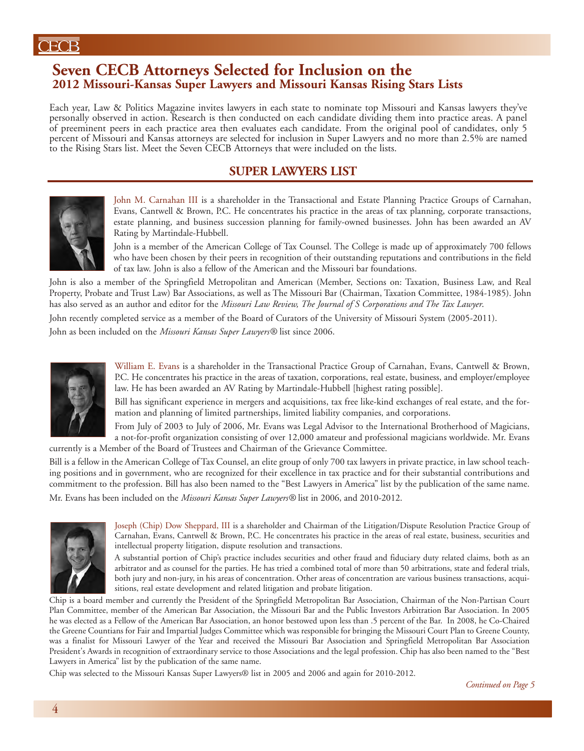# Seven CECB Attorneys Selected for Inclusion on the

## 2012 Missouri-Kansas Super Lawyers and Missouri Kansas Rising Stars Lists

Each year, Law & Politics Magazine invites lawyers in each state to nominate top Missouri and Kansas lawyers they've personally observed in action. Research is then conducted on each candidate dividing them into practice areas. A panel of preeminent peers in each practice area then evaluates each candidate. From the original pool of candidates, only 5 percent of Missouri and Kansas attorneys are selected for inclusion in Super Lawyers and no more than 2.5% are named to the Rising Stars list. Meet the Seven CECB Attorneys that were included on the lists.

## SUPER LAWYERS LIST

John M. Carnahan III is a shareholder in the Transactional and Estate Planning Practice Groups of Carnahan, Evans, Cantwell & Brown, P.C. He concentrates his practice in the areas of tax planning, corporate transactions, estate planning, and business succession planning for family-owned businesses. John has been awarded an AV Rating by Martindale-Hubbell.

John is a member of the American College of Tax Counsel. The College is made up of approximately 700 fellows who have been chosen by their peers in recognition of their outstanding reputations and contributions in the field of tax law. John is also a fellow of the American and the Missouri bar foundations.

John is also a member of the Springfield Metropolitan and American (Member, Sections on: Taxation, Business Law, and Real Property, Probate and Trust Law) Bar Associations, as well as The Missouri Bar (Chairman, Taxation Committee, 1984-1985). John has also served as an author and editor for the *Missouri Law Review, The Journal of S Corporations and The Tax Lawyer*.

John recently completed service as a member of the Board of Curators of the University of Missouri System (2005-2011).

John as been included on the *Missouri Kansas Super Lawyers®* list since 2006.

William E. Evans is a shareholder in the Transactional Practice Group of Carnahan, Evans, Cantwell & Brown, P.C. He concentrates his practice in the areas of taxation, corporations, real estate, business, and employer/employee law. He has been awarded an AV Rating by Martindale-Hubbell [highest rating possible].

Bill has significant experience in mergers and acquisitions, tax free like-kind exchanges of real estate, and the formation and planning of limited partnerships, limited liability companies, and corporations.

From July of 2003 to July of 2006, Mr. Evans was Legal Advisor to the International Brotherhood of Magicians, a not-for-profit organization consisting of over 12,000 amateur and professional magicians worldwide. Mr. Evans currently is a Member of the Board of Trustees and Chairman of the Grievance Committee.

Bill is a fellow in the American College of Tax Counsel, an elite group of only 700 tax lawyers in private practice, in law school teaching positions and in government, who are recognized for their excellence in tax practice and for their substantial contributions and commitment to the profession. Bill has also been named to the "Best Lawyers in America" list by the publication of the same name.

Mr. Evans has been included on the *Missouri Kansas Super Lawyers®* list in 2006, and 2010-2012.

Joseph (Chip) Dow Sheppard, III is a shareholder and Chairman of the Litigation/Dispute Resolution Practice Group of Carnahan, Evans, Cantwell & Brown, P.C. He concentrates his practice in the areas of real estate, business, securities and intellectual property litigation, dispute resolution and transactions.

A substantial portion of Chip's practice includes securities and other fraud and fiduciary duty related claims, both as an arbitrator and as counsel for the parties. He has tried a combined total of more than 50 arbitrations, state and federal trials, both jury and non-jury, in his areas of concentration. Other areas of concentration are various business transactions, acquisitions, real estate development and related litigation and probate litigation.

Chip is a board member and currently the President of the Springfield Metropolitan Bar Association, Chairman of the Non-Partisan Court Plan Committee, member of the American Bar Association, the Missouri Bar and the Public Investors Arbitration Bar Association. In 2005 he was elected as a Fellow of the American Bar Association, an honor bestowed upon less than .5 percent of the Bar. In 2008, he Co-Chaired the Greene Countians for Fair and Impartial Judges Committee which was responsible for bringing the Missouri Court Plan to Greene County, was a finalist for Missouri Lawyer of the Year and received the Missouri Bar Association and Springfield Metropolitan Bar Association President's Awards in recognition of extraordinary service to those Associations and the legal profession. Chip has also been named to the "Best Lawyers in America" list by the publication of the same name.

Chip was selected to the Missouri Kansas Super Lawyers® list in 2005 and 2006 and again for 2010-2012.

*Continued on Page 5*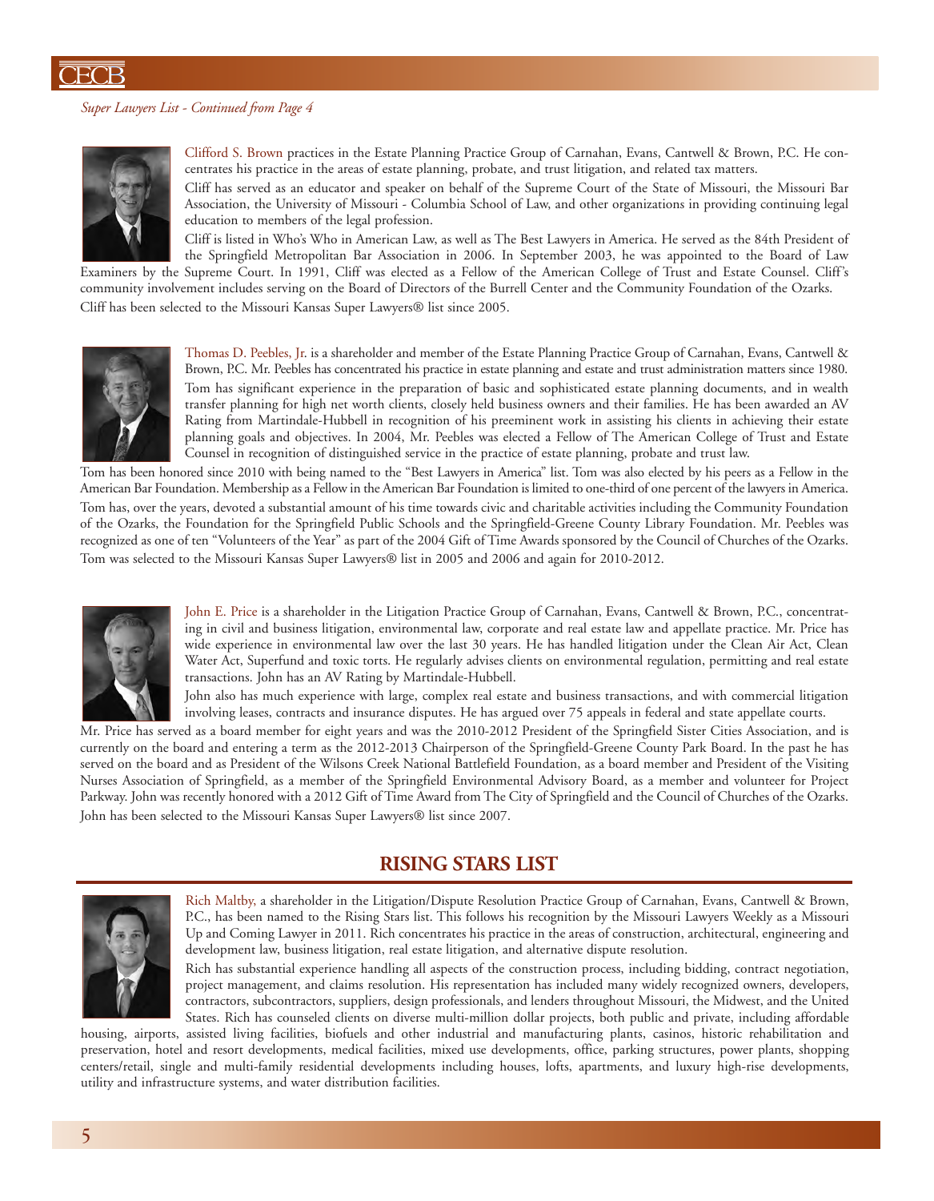*Super Lawyers List - Continued from Page 4*

Clifford S. Brown practices in the Estate Planning Practice Group of Carnahan, Evans, Cantwell & Brown, P.C. He concentrates his practice in the areas of estate planning, probate, and trust litigation, and related tax matters.

Cliff has served as an educator and speaker on behalf of the Supreme Court of the State of Missouri, the Missouri Bar Association, the University of Missouri - Columbia School of Law, and other organizations in providing continuing legal education to members of the legal profession.

Cliff is listed in Who's Who in American Law, as well as The Best Lawyers in America. He served as the 84th President of the Springfield Metropolitan Bar Association in 2006. In September 2003, he was appointed to the Board of Law Examiners by the Supreme Court. In 1991, Cliff was elected as a Fellow of the American College of Trust and Estate Counsel. Cliff's community involvement includes serving on the Board of Directors of the Burrell Center and the Community Foundation of the Ozarks.

Cliff has been selected to the Missouri Kansas Super Lawyers® list since 2005.

Thomas D. Peebles, Jr. is a shareholder and member of the Estate Planning Practice Group of Carnahan, Evans, Cantwell & Brown, P.C. Mr. Peebles has concentrated his practice in estate planning and estate and trust administration matters since 1980.

Tom has significant experience in the preparation of basic and sophisticated estate planning documents, and in wealth transfer planning for high net worth clients, closely held business owners and their families. He has been awarded an AV Rating from Martindale-Hubbell in recognition of his preeminent work in assisting his clients in achieving their estate planning goals and objectives. In 2004, Mr. Peebles was elected a Fellow of The American College of Trust and Estate Counsel in recognition of distinguished service in the practice of estate planning, probate and trust law.

Tom has been honored since 2010 with being named to the "Best Lawyers in America" list. Tom was also elected by his peers as a Fellow in the American Bar Foundation. Membership as a Fellow in the American Bar Foundation is limited to one-third of one percent of the lawyers in America.

Tom has, over the years, devoted a substantial amount of his time towards civic and charitable activities including the Community Foundation of the Ozarks, the Foundation for the Springfield Public Schools and the Springfield-Greene County Library Foundation. Mr. Peebles was recognized as one of ten "Volunteers of the Year" as part of the 2004 Gift of Time Awards sponsored by the Council of Churches of the Ozarks. Tom was selected to the Missouri Kansas Super Lawyers® list in 2005 and 2006 and again for 2010-2012.

John E. Price is a shareholder in the Litigation Practice Group of Carnahan, Evans, Cantwell & Brown, P.C., concentrating in civil and business litigation, environmental law, corporate and real estate law and appellate practice. Mr. Price has wide experience in environmental law over the last 30 years. He has handled litigation under the Clean Air Act, Clean Water Act, Superfund and toxic torts. He regularly advises clients on environmental regulation, permitting and real estate transactions. John has an AV Rating by Martindale-Hubbell.

John also has much experience with large, complex real estate and business transactions, and with commercial litigation involving leases, contracts and insurance disputes. He has argued over 75 appeals in federal and state appellate courts.

Mr. Price has served as a board member for eight years and was the 2010-2012 President of the Springfield Sister Cities Association, and is currently on the board and entering a term as the 2012-2013 Chairperson of the Springfield-Greene County Park Board. In the past he has served on the board and as President of the Wilsons Creek National Battlefield Foundation, as a board member and President of the Visiting Nurses Association of Springfield, as a member of the Springfield Environmental Advisory Board, as a member and volunteer for Project Parkway. John was recently honored with a 2012 Gift of Time Award from The City of Springfield and the Council of Churches of the Ozarks.

John has been selected to the Missouri Kansas Super Lawyers® list since 2007.

## RISING STARS LIST

Rich Maltby, a shareholder in the Litigation/Dispute Resolution Practice Group of Carnahan, Evans, Cantwell & Brown, P.C., has been named to the Rising Stars list. This follows his recognition by the Missouri Lawyers Weekly as a Missouri Up and Coming Lawyer in 2011. Rich concentrates his practice in the areas of construction, architectural, engineering and development law, business litigation, real estate litigation, and alternative dispute resolution.

Rich has substantial experience handling all aspects of the construction process, including bidding, contract negotiation, project management, and claims resolution. His representation has included many widely recognized owners, developers, contractors, subcontractors, suppliers, design professionals, and lenders throughout Missouri, the Midwest, and the United States. Rich has counseled clients on diverse multi-million dollar projects, both public and private, including affordable housing, airports, assisted living facilities, biofuels and other industrial and manufacturing plants, casinos, historic rehabilitation and preservation, hotel and resort developments, medical facilities, mixed use developments, office, parking structures, power plants, shopping centers/retail, single and multi-family residential developments including houses, lofts, apartments, and luxury high-rise developments, utility and infrastructure systems, and water distribution facilities.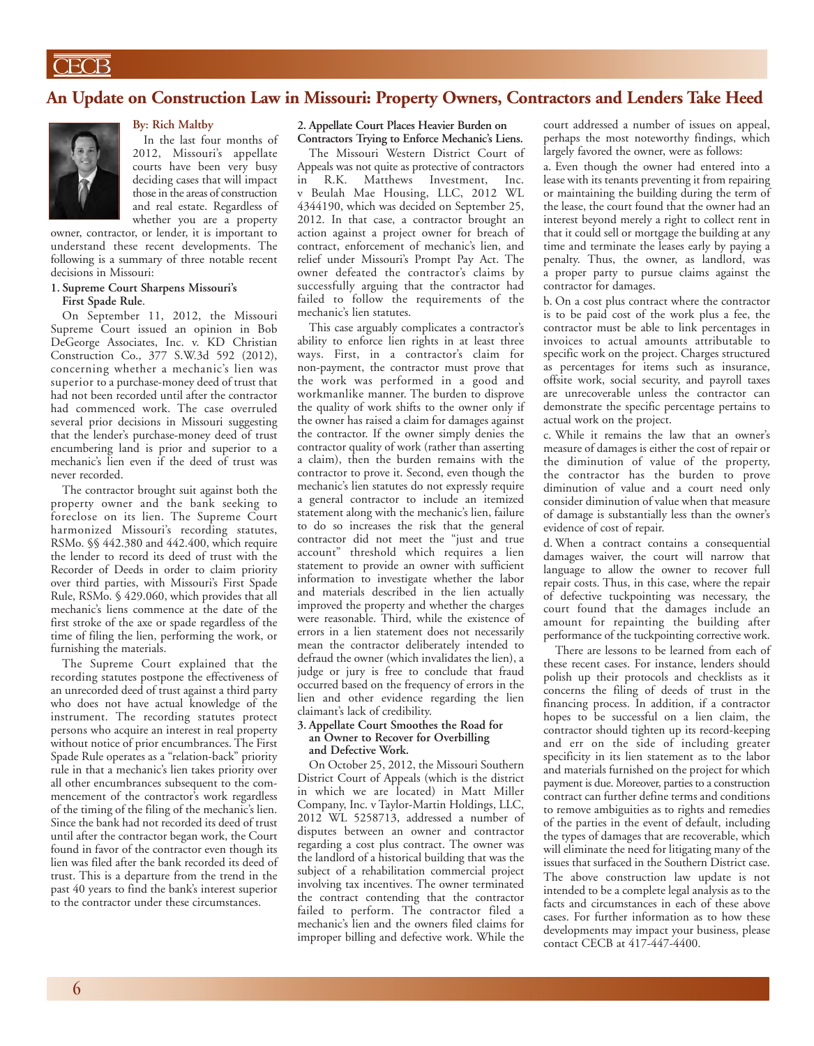## An Update on Construction Law in Missouri: Property Owners, Contractors and Lenders Take Heed

**By: Rich Maltby**

In the last four months of 2012, Missouri's appellate courts have been very busy deciding cases that will impact those in the areas of construction and real estate. Regardless of whether you are a property owner, contractor, or lender, it is important to understand these recent developments. The following is a summary of three notable recent decisions in Missouri:

**1. Supreme Court Sharpens Missouri's First Spade Rule.**

On September 11, 2012, the Missouri Supreme Court issued an opinion in Bob DeGeorge Associates, Inc. v. KD Christian Construction Co., 377 S.W.3d 592 (2012), concerning whether a mechanic's lien was superior to a purchase-money deed of trust that had not been recorded until after the contractor had commenced work. The case overruled several prior decisions in Missouri suggesting that the lender's purchase-money deed of trust encumbering land is prior and superior to a mechanic's lien even if the deed of trust was never recorded.

The contractor brought suit against both the property owner and the bank seeking to foreclose on its lien. The Supreme Court harmonized Missouri's recording statutes, RSMo. §§ 442.380 and 442.400, which require the lender to record its deed of trust with the Recorder of Deeds in order to claim priority over third parties, with Missouri's First Spade Rule, RSMo. § 429.060, which provides that all mechanic's liens commence at the date of the first stroke of the axe or spade regardless of the time of filing the lien, performing the work, or furnishing the materials.

The Supreme Court explained that the recording statutes postpone the effectiveness of an unrecorded deed of trust against a third party who does not have actual knowledge of the instrument. The recording statutes protect persons who acquire an interest in real property without notice of prior encumbrances. The First Spade Rule operates as a "relation-back" priority rule in that a mechanic's lien takes priority over all other encumbrances subsequent to the commencement of the contractor's work regardless of the timing of the filing of the mechanic's lien. Since the bank had not recorded its deed of trust until after the contractor began work, the Court found in favor of the contractor even though its lien was filed after the bank recorded its deed of trust. This is a departure from the trend in the past 40 years to find the bank's interest superior to the contractor under these circumstances.

**2. Appellate Court Places Heavier Burden on Contractors Trying to Enforce Mechanic's Liens.**

The Missouri Western District Court of Appeals was not quite as protective of contractors in R.K. Matthews Investment, Inc. v Beulah Mae Housing, LLC, 2012 WL 4344190, which was decided on September 25, 2012. In that case, a contractor brought an action against a project owner for breach of contract, enforcement of mechanic's lien, and relief under Missouri's Prompt Pay Act. The owner defeated the contractor's claims by successfully arguing that the contractor had failed to follow the requirements of the mechanic's lien statutes.

This case arguably complicates a contractor's ability to enforce lien rights in at least three ways. First, in a contractor's claim for non-payment, the contractor must prove that the work was performed in a good and workmanlike manner. The burden to disprove the quality of work shifts to the owner only if the owner has raised a claim for damages against the contractor. If the owner simply denies the contractor quality of work (rather than asserting a claim), then the burden remains with the contractor to prove it. Second, even though the mechanic's lien statutes do not expressly require a general contractor to include an itemized statement along with the mechanic's lien, failure to do so increases the risk that the general contractor did not meet the "just and true account" threshold which requires a lien statement to provide an owner with sufficient information to investigate whether the labor and materials described in the lien actually improved the property and whether the charges were reasonable. Third, while the existence of errors in a lien statement does not necessarily mean the contractor deliberately intended to defraud the owner (which invalidates the lien), a judge or jury is free to conclude that fraud occurred based on the frequency of errors in the lien and other evidence regarding the lien claimant's lack of credibility.

**3. Appellate Court Smoothes the Road for an Owner to Recover for Overbilling and Defective Work.**

On October 25, 2012, the Missouri Southern District Court of Appeals (which is the district in which we are located) in Matt Miller Company, Inc. v Taylor-Martin Holdings, LLC, 2012 WL 5258713, addressed a number of disputes between an owner and contractor regarding a cost plus contract. The owner was the landlord of a historical building that was the subject of a rehabilitation commercial project involving tax incentives. The owner terminated the contract contending that the contractor failed to perform. The contractor filed a mechanic's lien and the owners filed claims for improper billing and defective work. While the court addressed a number of issues on appeal, perhaps the most noteworthy findings, which largely favored the owner, were as follows:

a. Even though the owner had entered into a lease with its tenants preventing it from repairing or maintaining the building during the term of the lease, the court found that the owner had an interest beyond merely a right to collect rent in that it could sell or mortgage the building at any time and terminate the leases early by paying a penalty. Thus, the owner, as landlord, was a proper party to pursue claims against the contractor for damages.

b. On a cost plus contract where the contractor is to be paid cost of the work plus a fee, the contractor must be able to link percentages in invoices to actual amounts attributable to specific work on the project. Charges structured as percentages for items such as insurance, offsite work, social security, and payroll taxes are unrecoverable unless the contractor can demonstrate the specific percentage pertains to actual work on the project.

c. While it remains the law that an owner's measure of damages is either the cost of repair or the diminution of value of the property, the contractor has the burden to prove diminution of value and a court need only consider diminution of value when that measure of damage is substantially less than the owner's evidence of cost of repair.

d. When a contract contains a consequential damages waiver, the court will narrow that language to allow the owner to recover full repair costs. Thus, in this case, where the repair of defective tuckpointing was necessary, the court found that the damages include an amount for repainting the building after performance of the tuckpointing corrective work.

There are lessons to be learned from each of these recent cases. For instance, lenders should polish up their protocols and checklists as it concerns the filing of deeds of trust in the financing process. In addition, if a contractor hopes to be successful on a lien claim, the contractor should tighten up its record-keeping and err on the side of including greater specificity in its lien statement as to the labor and materials furnished on the project for which payment is due. Moreover, parties to a construction contract can further define terms and conditions to remove ambiguities as to rights and remedies of the parties in the event of default, including the types of damages that are recoverable, which will eliminate the need for litigating many of the issues that surfaced in the Southern District case.

The above construction law update is not intended to be a complete legal analysis as to the facts and circumstances in each of these above cases. For further information as to how these developments may impact your business, please contact CECB at 417-447-4400.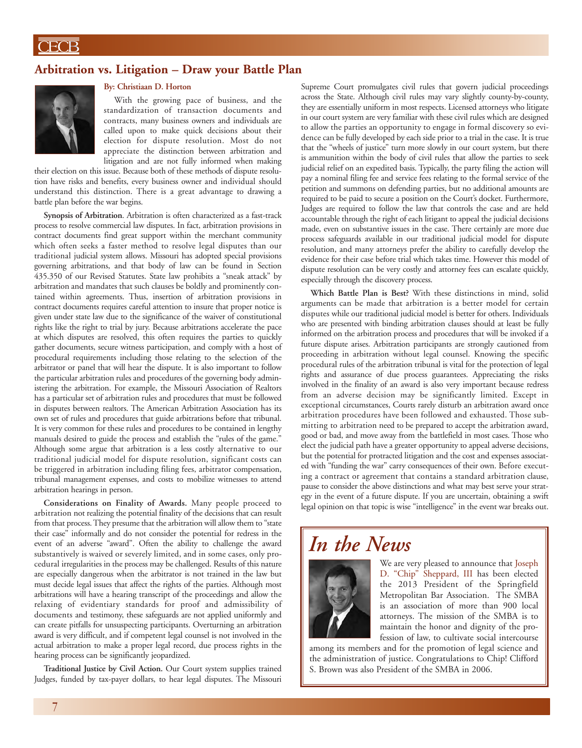## Arbitration vs. Litigation – Draw your Battle Plan

**By: Christiaan D. Horton**

With the growing pace of business, and the standardization of transaction documents and contracts, many business owners and individuals are called upon to make quick decisions about their election for dispute resolution. Most do not appreciate the distinction between arbitration and litigation and are not fully informed when making their election on this issue. Because both of these methods of dispute resolution have risks and benefits, every business owner and individual should understand this distinction. There is a great advantage to drawing a battle plan before the war begins.

**Synopsis of Arbitration**. Arbitration is often characterized as a fast-track process to resolve commercial law disputes. In fact, arbitration provisions in contract documents find great support within the merchant community which often seeks a faster method to resolve legal disputes than our traditional judicial system allows. Missouri has adopted special provisions governing arbitrations, and that body of law can be found in Section 435.350 of our Revised Statutes. State law prohibits a "sneak attack" by arbitration and mandates that such clauses be boldly and prominently contained within agreements. Thus, insertion of arbitration provisions in contract documents requires careful attention to insure that proper notice is given under state law due to the significance of the waiver of constitutional rights like the right to trial by jury. Because arbitrations accelerate the pace at which disputes are resolved, this often requires the parties to quickly gather documents, secure witness participation, and comply with a host of procedural requirements including those relating to the selection of the arbitrator or panel that will hear the dispute. It is also important to follow the particular arbitration rules and procedures of the governing body administering the arbitration. For example, the Missouri Association of Realtors has a particular set of arbitration rules and procedures that must be followed in disputes between realtors. The American Arbitration Association has its own set of rules and procedures that guide arbitrations before that tribunal. It is very common for these rules and procedures to be contained in lengthy manuals desired to guide the process and establish the "rules of the game." Although some argue that arbitration is a less costly alternative to our traditional judicial model for dispute resolution, significant costs can be triggered in arbitration including filing fees, arbitrator compensation, tribunal management expenses, and costs to mobilize witnesses to attend arbitration hearings in person.

**Considerations on Finality of Awards.** Many people proceed to arbitration not realizing the potential finality of the decisions that can result from that process. They presume that the arbitration will allow them to "state their case" informally and do not consider the potential for redress in the event of an adverse "award". Often the ability to challenge the award substantively is waived or severely limited, and in some cases, only procedural irregularities in the process may be challenged. Results of this nature are especially dangerous when the arbitrator is not trained in the law but must decide legal issues that affect the rights of the parties. Although most arbitrations will have a hearing transcript of the proceedings and allow the relaxing of evidentiary standards for proof and admissibility of documents and testimony, these safeguards are not applied uniformly and can create pitfalls for unsuspecting participants. Overturning an arbitration award is very difficult, and if competent legal counsel is not involved in the actual arbitration to make a proper legal record, due process rights in the hearing process can be significantly jeopardized.

**Traditional Justice by Civil Action.** Our Court system supplies trained Judges, funded by tax-payer dollars, to hear legal disputes. The Missouri Supreme Court promulgates civil rules that govern judicial proceedings across the State. Although civil rules may vary slightly county-by-county, they are essentially uniform in most respects. Licensed attorneys who litigate in our court system are very familiar with these civil rules which are designed to allow the parties an opportunity to engage in formal discovery so evidence can be fully developed by each side prior to a trial in the case. It is true that the "wheels of justice" turn more slowly in our court system, but there is ammunition within the body of civil rules that allow the parties to seek judicial relief on an expedited basis. Typically, the party filing the action will pay a nominal filing fee and service fees relating to the formal service of the petition and summons on defending parties, but no additional amounts are required to be paid to secure a position on the Court's docket. Furthermore, Judges are required to follow the law that controls the case and are held accountable through the right of each litigant to appeal the judicial decisions made, even on substantive issues in the case. There certainly are more due process safeguards available in our traditional judicial model for dispute resolution, and many attorneys prefer the ability to carefully develop the evidence for their case before trial which takes time. However this model of dispute resolution can be very costly and attorney fees can escalate quickly, especially through the discovery process.

**Which Battle Plan is Best?** With these distinctions in mind, solid arguments can be made that arbitration is a better model for certain disputes while our traditional judicial model is better for others. Individuals who are presented with binding arbitration clauses should at least be fully informed on the arbitration process and procedures that will be invoked if a future dispute arises. Arbitration participants are strongly cautioned from proceeding in arbitration without legal counsel. Knowing the specific procedural rules of the arbitration tribunal is vital for the protection of legal rights and assurance of due process guarantees. Appreciating the risks involved in the finality of an award is also very important because redress from an adverse decision may be significantly limited. Except in exceptional circumstances, Courts rarely disturb an arbitration award once arbitration procedures have been followed and exhausted. Those submitting to arbitration need to be prepared to accept the arbitration award, good or bad, and move away from the battlefield in most cases. Those who elect the judicial path have a greater opportunity to appeal adverse decisions, but the potential for protracted litigation and the cost and expenses associated with "funding the war" carry consequences of their own. Before executing a contract or agreement that contains a standard arbitration clause, pause to consider the above distinctions and what may best serve your strategy in the event of a future dispute. If you are uncertain, obtaining a swift legal opinion on that topic is wise "intelligence" in the event war breaks out.

## *In the News*

We are very pleased to announce that Joseph D. "Chip" Sheppard, III has been elected the 2013 President of the Springfield Metropolitan Bar Association. The SMBA is an association of more than 900 local attorneys. The mission of the SMBA is to maintain the honor and dignity of the profession of law, to cultivate social intercourse among its members and for the promotion of legal science and the administration of justice. Congratulations to Chip! Clifford S. Brown was also President of the SMBA in 2006.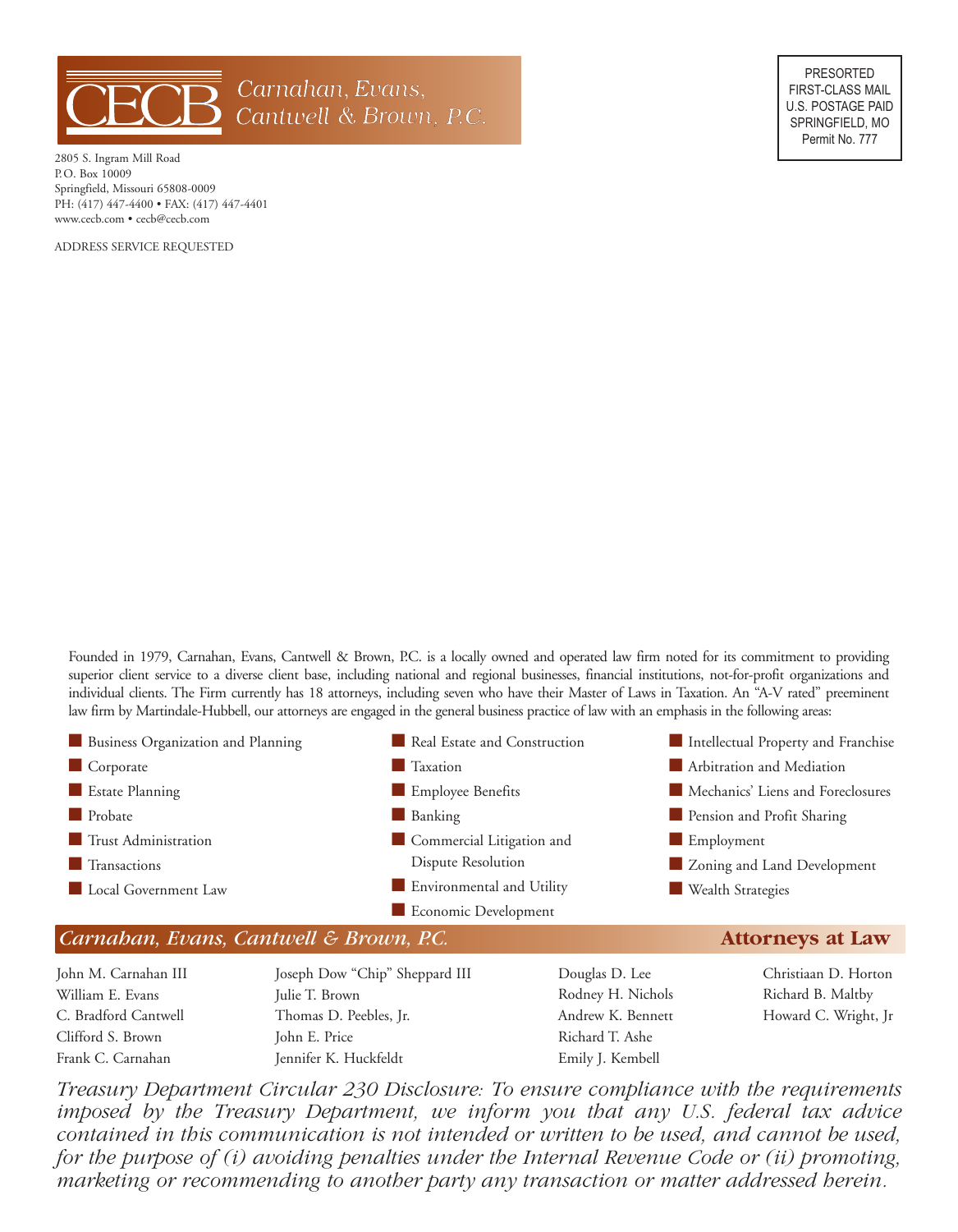CECB Carnahan, Evans, Cantwell & Brown, P.C.

2805 S. Ingram Mill Road
P.O. Box 10009
Springfield, Missouri 65808-0009
PH: (417) 447-4400 • FAX: (417) 447-4401
www.cecb.com • cecb@cecb.com

ADDRESS SERVICE REQUESTED

PRESORTED
FIRST-CLASS MAIL
U.S. POSTAGE PAID
SPRINGFIELD, MO
Permit No. 777

Founded in 1979, Carnahan, Evans, Cantwell & Brown, P.C. is a locally owned and operated law firm noted for its commitment to providing superior client service to a diverse client base, including national and regional businesses, financial institutions, not-for-profit organizations and individual clients. The Firm currently has 18 attorneys, including seven who have their Master of Laws in Taxation. An "A-V rated" preeminent law firm by Martindale-Hubbell, our attorneys are engaged in the general business practice of law with an emphasis in the following areas:

- Business Organization and Planning
- Corporate
- Estate Planning
- Probate
- Trust Administration
- Transactions
- Local Government Law
- Real Estate and Construction
- Taxation
- Employee Benefits
- Banking
- Commercial Litigation and Dispute Resolution
- Environmental and Utility
- Economic Development
- Intellectual Property and Franchise
- Arbitration and Mediation
- Mechanics' Liens and Foreclosures
- Pension and Profit Sharing
- Employment
- Zoning and Land Development
- Wealth Strategies

## *Carnahan, Evans, Cantwell & Brown, P.C.* **Attorneys at Law**

John M. Carnahan III
William E. Evans
C. Bradford Cantwell
Clifford S. Brown
Frank C. Carnahan
Joseph Dow "Chip" Sheppard III
Julie T. Brown
Thomas D. Peebles, Jr.
John E. Price
Jennifer K. Huckfeldt
Douglas D. Lee
Rodney H. Nichols
Andrew K. Bennett
Richard T. Ashe
Emily J. Kembell
Christiaan D. Horton
Richard B. Maltby
Howard C. Wright, Jr

*Treasury Department Circular 230 Disclosure: To ensure compliance with the requirements imposed by the Treasury Department, we inform you that any U.S. federal tax advice contained in this communication is not intended or written to be used, and cannot be used, for the purpose of (i) avoiding penalties under the Internal Revenue Code or (ii) promoting, marketing or recommending to another party any transaction or matter addressed herein.*